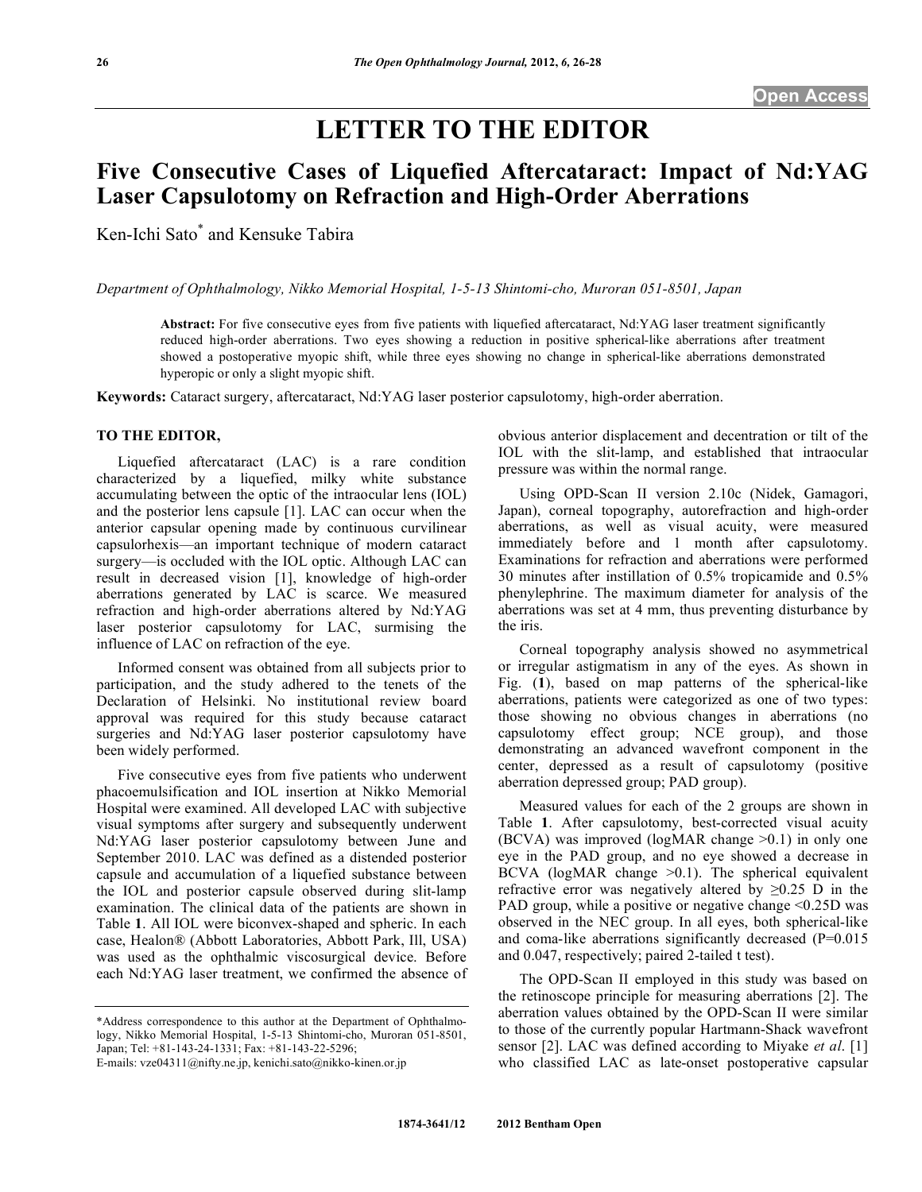Open Access

# LETTER TO THE EDITOR

## Five Consecutive Cases of Liquefied Aftercataract: Impact of Nd:YAG Laser Capsulotomy on Refraction and High-Order Aberrations

Ken-Ichi Sato* and Kensuke Tabira

*Department of Ophthalmology, Nikko Memorial Hospital, 1-5-13 Shintomi-cho, Muroran 051-8501, Japan*

**Abstract:** For five consecutive eyes from five patients with liquefied aftercataract, Nd:YAG laser treatment significantly reduced high-order aberrations. Two eyes showing a reduction in positive spherical-like aberrations after treatment showed a postoperative myopic shift, while three eyes showing no change in spherical-like aberrations demonstrated hyperopic or only a slight myopic shift.

**Keywords:** Cataract surgery, aftercataract, Nd:YAG laser posterior capsulotomy, high-order aberration.

**TO THE EDITOR,**

Liquefied aftercataract (LAC) is a rare condition characterized by a liquefied, milky white substance accumulating between the optic of the intraocular lens (IOL) and the posterior lens capsule [1]. LAC can occur when the anterior capsular opening made by continuous curvilinear capsulorhexis—an important technique of modern cataract surgery—is occluded with the IOL optic. Although LAC can result in decreased vision [1], knowledge of high-order aberrations generated by LAC is scarce. We measured refraction and high-order aberrations altered by Nd:YAG laser posterior capsulotomy for LAC, surmising the influence of LAC on refraction of the eye.

Informed consent was obtained from all subjects prior to participation, and the study adhered to the tenets of the Declaration of Helsinki. No institutional review board approval was required for this study because cataract surgeries and Nd:YAG laser posterior capsulotomy have been widely performed.

Five consecutive eyes from five patients who underwent phacoemulsification and IOL insertion at Nikko Memorial Hospital were examined. All developed LAC with subjective visual symptoms after surgery and subsequently underwent Nd:YAG laser posterior capsulotomy between June and September 2010. LAC was defined as a distended posterior capsule and accumulation of a liquefied substance between the IOL and posterior capsule observed during slit-lamp examination. The clinical data of the patients are shown in Table **1**. All IOL were biconvex-shaped and spheric. In each case, Healon® (Abbott Laboratories, Abbott Park, Ill, USA) was used as the ophthalmic viscosurgical device. Before each Nd:YAG laser treatment, we confirmed the absence of obvious anterior displacement and decentration or tilt of the IOL with the slit-lamp, and established that intraocular pressure was within the normal range.

Using OPD-Scan II version 2.10c (Nidek, Gamagori, Japan), corneal topography, autorefraction and high-order aberrations, as well as visual acuity, were measured immediately before and 1 month after capsulotomy. Examinations for refraction and aberrations were performed 30 minutes after instillation of 0.5% tropicamide and 0.5% phenylephrine. The maximum diameter for analysis of the aberrations was set at 4 mm, thus preventing disturbance by the iris.

Corneal topography analysis showed no asymmetrical or irregular astigmatism in any of the eyes. As shown in Fig. (**1**), based on map patterns of the spherical-like aberrations, patients were categorized as one of two types: those showing no obvious changes in aberrations (no capsulotomy effect group; NCE group), and those demonstrating an advanced wavefront component in the center, depressed as a result of capsulotomy (positive aberration depressed group; PAD group).

Measured values for each of the 2 groups are shown in Table **1**. After capsulotomy, best-corrected visual acuity (BCVA) was improved (logMAR change >0.1) in only one eye in the PAD group, and no eye showed a decrease in BCVA (logMAR change >0.1). The spherical equivalent refractive error was negatively altered by ≥0.25 D in the PAD group, while a positive or negative change <0.25D was observed in the NEC group. In all eyes, both spherical-like and coma-like aberrations significantly decreased ($P$=0.015 and 0.047, respectively; paired 2-tailed t test).

The OPD-Scan II employed in this study was based on the retinoscope principle for measuring aberrations [2]. The aberration values obtained by the OPD-Scan II were similar to those of the currently popular Hartmann-Shack wavefront sensor [2]. LAC was defined according to Miyake *et al*. [1] who classified LAC as late-onset postoperative capsular

\*Address correspondence to this author at the Department of Ophthalmology, Nikko Memorial Hospital, 1-5-13 Shintomi-cho, Muroran 051-8501, Japan; Tel: +81-143-24-1331; Fax: +81-143-22-5296;
E-mails: vze04311@nifty.ne.jp, kenichi.sato@nikko-kinen.or.jp

1874-3641/12 2012 Bentham Open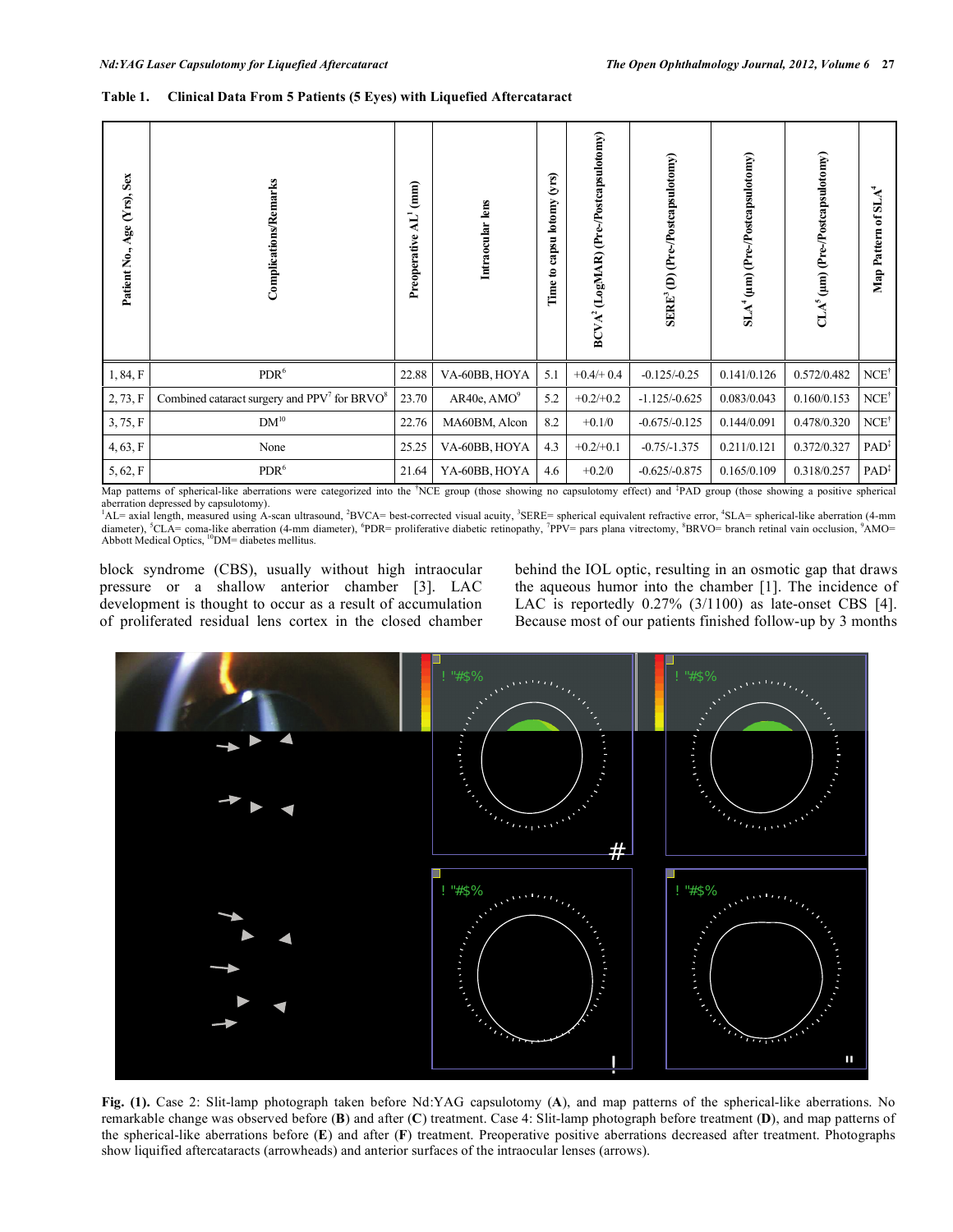**Table 1. Clinical Data From 5 Patients (5 Eyes) with Liquefied Aftercataract**

| Patient No., Age (Yrs), Sex | Complications/Remarks | Preoperative AL[1] (mm) | Intraocular lens | Time to capsu lotomy (yrs) | BCVA[2] (LogMAR) (Pre-/Postcapsulotomy) | SERE[3] (D) (Pre-/Postcapsulotomy) | SLA[4] (μm) (Pre-/Postcapsulotomy) | CLA[5] (μm) (Pre-/Postcapsulotomy) | Map Pattern of SLA[4] |
|---|---|---|---|---|---|---|---|---|---|
| 1, 84, F | PDR[6] | 22.88 | VA-60BB, HOYA | 5.1 | +0.4/+ 0.4 | -0.125/-0.25 | 0.141/0.126 | 0.572/0.482 | NCE[†] |
| 2, 73, F | Combined cataract surgery and PPV[7] for BRVO[8] | 23.70 | AR40e, AMO[9] | 5.2 | +0.2/+0.2 | -1.125/-0.625 | 0.083/0.043 | 0.160/0.153 | NCE[†] |
| 3, 75, F | DM[10] | 22.76 | MA60BM, Alcon | 8.2 | +0.1/0 | -0.675/-0.125 | 0.144/0.091 | 0.478/0.320 | NCE[†] |
| 4, 63, F | None | 25.25 | VA-60BB, HOYA | 4.3 | +0.2/+0.1 | -0.75/-1.375 | 0.211/0.121 | 0.372/0.327 | PAD[‡] |
| 5, 62, F | PDR[6] | 21.64 | YA-60BB, HOYA | 4.6 | +0.2/0 | -0.625/-0.875 | 0.165/0.109 | 0.318/0.257 | PAD[‡] |

Map patterns of spherical-like aberrations were categorized into the [†]NCE group (those showing no capsulotomy effect) and [‡]PAD group (those showing a positive spherical aberration depressed by capsulotomy).
[1]AL= axial length, measured using A-scan ultrasound, [2]BVCA= best-corrected visual acuity, [3]SERE= spherical equivalent refractive error, [4]SLA= spherical-like aberration (4-mm diameter), [5]CLA= coma-like aberration (4-mm diameter), [6]PDR= proliferative diabetic retinopathy, [7]PPV= pars plana vitrectomy, [8]BRVO= branch retinal vain occlusion, [9]AMO= Abbott Medical Optics, [10]DM= diabetes mellitus.

block syndrome (CBS), usually without high intraocular pressure or a shallow anterior chamber [3]. LAC development is thought to occur as a result of accumulation of proliferated residual lens cortex in the closed chamber behind the IOL optic, resulting in an osmotic gap that draws the aqueous humor into the chamber [1]. The incidence of LAC is reportedly 0.27% (3/1100) as late-onset CBS [4]. Because most of our patients finished follow-up by 3 months

**Fig. (1).** Case 2: Slit-lamp photograph taken before Nd:YAG capsulotomy (**A**), and map patterns of the spherical-like aberrations. No remarkable change was observed before (**B**) and after (**C**) treatment. Case 4: Slit-lamp photograph before treatment (**D**), and map patterns of the spherical-like aberrations before (**E**) and after (**F**) treatment. Preoperative positive aberrations decreased after treatment. Photographs show liquified aftercataracts (arrowheads) and anterior surfaces of the intraocular lenses (arrows).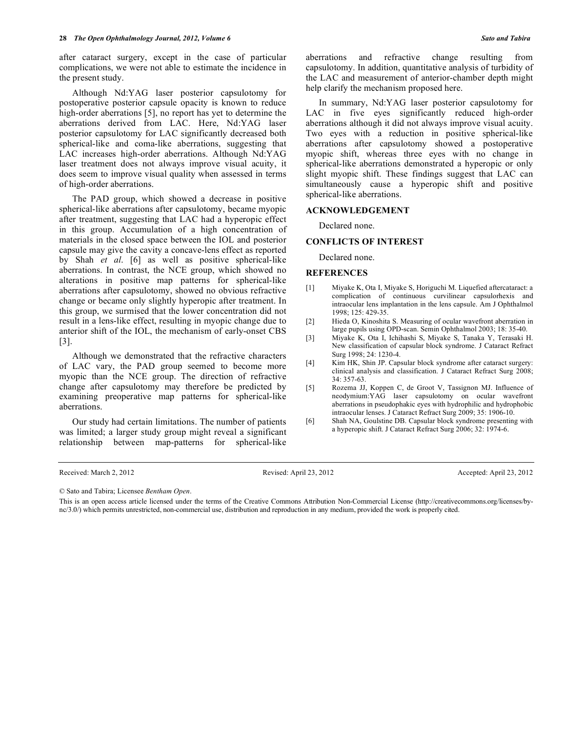after cataract surgery, except in the case of particular complications, we were not able to estimate the incidence in the present study.

Although Nd:YAG laser posterior capsulotomy for postoperative posterior capsule opacity is known to reduce high-order aberrations [5], no report has yet to determine the aberrations derived from LAC. Here, Nd:YAG laser posterior capsulotomy for LAC significantly decreased both spherical-like and coma-like aberrations, suggesting that LAC increases high-order aberrations. Although Nd:YAG laser treatment does not always improve visual acuity, it does seem to improve visual quality when assessed in terms of high-order aberrations.

The PAD group, which showed a decrease in positive spherical-like aberrations after capsulotomy, became myopic after treatment, suggesting that LAC had a hyperopic effect in this group. Accumulation of a high concentration of materials in the closed space between the IOL and posterior capsule may give the cavity a concave-lens effect as reported by Shah *et al*. [6] as well as positive spherical-like aberrations. In contrast, the NCE group, which showed no alterations in positive map patterns for spherical-like aberrations after capsulotomy, showed no obvious refractive change or became only slightly hyperopic after treatment. In this group, we surmised that the lower concentration did not result in a lens-like effect, resulting in myopic change due to anterior shift of the IOL, the mechanism of early-onset CBS [3].

Although we demonstrated that the refractive characters of LAC vary, the PAD group seemed to become more myopic than the NCE group. The direction of refractive change after capsulotomy may therefore be predicted by examining preoperative map patterns for spherical-like aberrations.

Our study had certain limitations. The number of patients was limited; a larger study group might reveal a significant relationship between map-patterns for spherical-like aberrations and refractive change resulting from capsulotomy. In addition, quantitative analysis of turbidity of the LAC and measurement of anterior-chamber depth might help clarify the mechanism proposed here.

In summary, Nd:YAG laser posterior capsulotomy for LAC in five eyes significantly reduced high-order aberrations although it did not always improve visual acuity. Two eyes with a reduction in positive spherical-like aberrations after capsulotomy showed a postoperative myopic shift, whereas three eyes with no change in spherical-like aberrations demonstrated a hyperopic or only slight myopic shift. These findings suggest that LAC can simultaneously cause a hyperopic shift and positive spherical-like aberrations.

## ACKNOWLEDGEMENT

Declared none.

## CONFLICTS OF INTEREST

Declared none.

## REFERENCES

[1] Miyake K, Ota I, Miyake S, Horiguchi M. Liquefied aftercataract: a complication of continuous curvilinear capsulorhexis and intraocular lens implantation in the lens capsule. Am J Ophthalmol 1998; 125: 429-35.

[2] Hieda O, Kinoshita S. Measuring of ocular wavefront aberration in large pupils using OPD-scan. Semin Ophthalmol 2003; 18: 35-40.

[3] Miyake K, Ota I, Ichihashi S, Miyake S, Tanaka Y, Terasaki H. New classification of capsular block syndrome. J Cataract Refract Surg 1998; 24: 1230-4.

[4] Kim HK, Shin JP. Capsular block syndrome after cataract surgery: clinical analysis and classification. J Cataract Refract Surg 2008; 34: 357-63.

[5] Rozema JJ, Koppen C, de Groot V, Tassignon MJ. Influence of neodymium:YAG laser capsulotomy on ocular wavefront aberrations in pseudophakic eyes with hydrophilic and hydrophobic intraocular lenses. J Cataract Refract Surg 2009; 35: 1906-10.

[6] Shah NA, Goulstine DB. Capsular block syndrome presenting with a hyperopic shift. J Cataract Refract Surg 2006; 32: 1974-6.

Received: March 2, 2012 Revised: April 23, 2012 Accepted: April 23, 2012

© Sato and Tabira; Licensee *Bentham Open*.

This is an open access article licensed under the terms of the Creative Commons Attribution Non-Commercial License (http://creativecommons.org/licenses/by-nc/3.0/) which permits unrestricted, non-commercial use, distribution and reproduction in any medium, provided the work is properly cited.